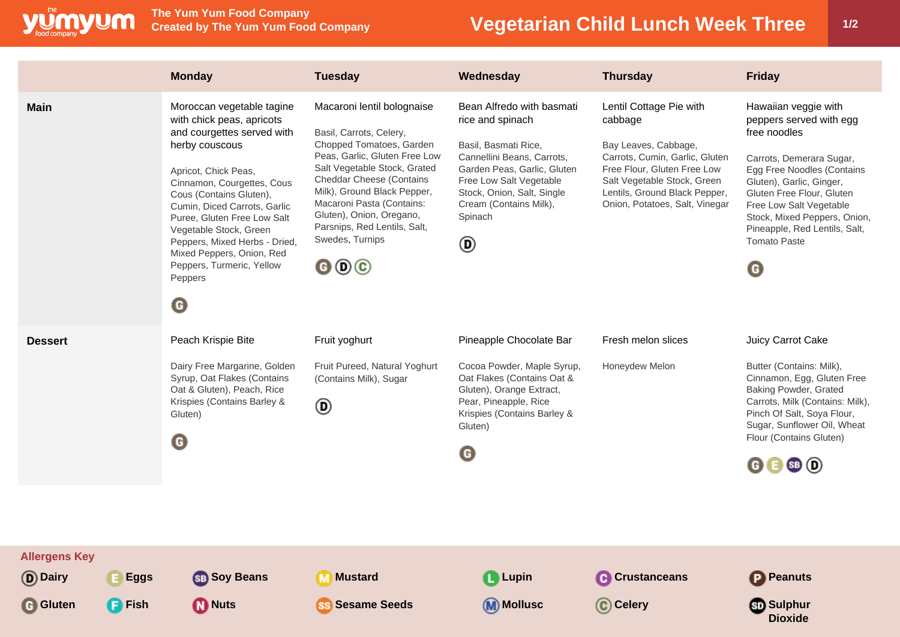# Vegetarian Child Lunch Week Three

The Yum Yum Food Company
Created by The Yum Yum Food Company

| | Monday | Tuesday | Wednesday | Thursday | Friday |
|---|---|---|---|---|---|
| **Main** | Moroccan vegetable tagine with chick peas, apricots and courgettes served with herby couscous<br><br>Apricot, Chick Peas, Cinnamon, Courgettes, Cous Cous (Contains Gluten), Cumin, Diced Carrots, Garlic Puree, Gluten Free Low Salt Vegetable Stock, Green Peppers, Mixed Herbs - Dried, Mixed Peppers, Onion, Red Peppers, Turmeric, Yellow Peppers<br><br>G | Macaroni lentil bolognaise<br><br>Basil, Carrots, Celery, Chopped Tomatoes, Garden Peas, Garlic, Gluten Free Low Salt Vegetable Stock, Grated Cheddar Cheese (Contains Milk), Ground Black Pepper, Macaroni Pasta (Contains: Gluten), Onion, Oregano, Parsnips, Red Lentils, Salt, Swedes, Turnips<br><br>G D C | Bean Alfredo with basmati rice and spinach<br><br>Basil, Basmati Rice, Cannellini Beans, Carrots, Garden Peas, Garlic, Gluten Free Low Salt Vegetable Stock, Onion, Salt, Single Cream (Contains Milk), Spinach<br><br>D | Lentil Cottage Pie with cabbage<br><br>Bay Leaves, Cabbage, Carrots, Cumin, Garlic, Gluten Free Flour, Gluten Free Low Salt Vegetable Stock, Green Lentils, Ground Black Pepper, Onion, Potatoes, Salt, Vinegar | Hawaiian veggie with peppers served with egg free noodles<br><br>Carrots, Demerara Sugar, Egg Free Noodles (Contains Gluten), Garlic, Ginger, Gluten Free Flour, Gluten Free Low Salt Vegetable Stock, Mixed Peppers, Onion, Pineapple, Red Lentils, Salt, Tomato Paste<br><br>G |
| **Dessert** | Peach Krispie Bite<br><br>Dairy Free Margarine, Golden Syrup, Oat Flakes (Contains Oat & Gluten), Peach, Rice Krispies (Contains Barley & Gluten)<br><br>G | Fruit yoghurt<br><br>Fruit Pureed, Natural Yoghurt (Contains Milk), Sugar<br><br>D | Pineapple Chocolate Bar<br><br>Cocoa Powder, Maple Syrup, Oat Flakes (Contains Oat & Gluten), Orange Extract, Pear, Pineapple, Rice Krispies (Contains Barley & Gluten)<br><br>G | Fresh melon slices<br><br>Honeydew Melon | Juicy Carrot Cake<br><br>Butter (Contains: Milk), Cinnamon, Egg, Gluten Free Baking Powder, Grated Carrots, Milk (Contains: Milk), Pinch Of Salt, Soya Flour, Sugar, Sunflower Oil, Wheat Flour (Contains Gluten)<br><br>G E SB D |

## Allergens Key

- D Dairy
- E Eggs
- SB Soy Beans
- M Mustard
- L Lupin
- C Crustaceans
- P Peanuts
- G Gluten
- F Fish
- N Nuts
- SS Sesame Seeds
- M Mollusc
- C Celery
- SD Sulphur Dioxide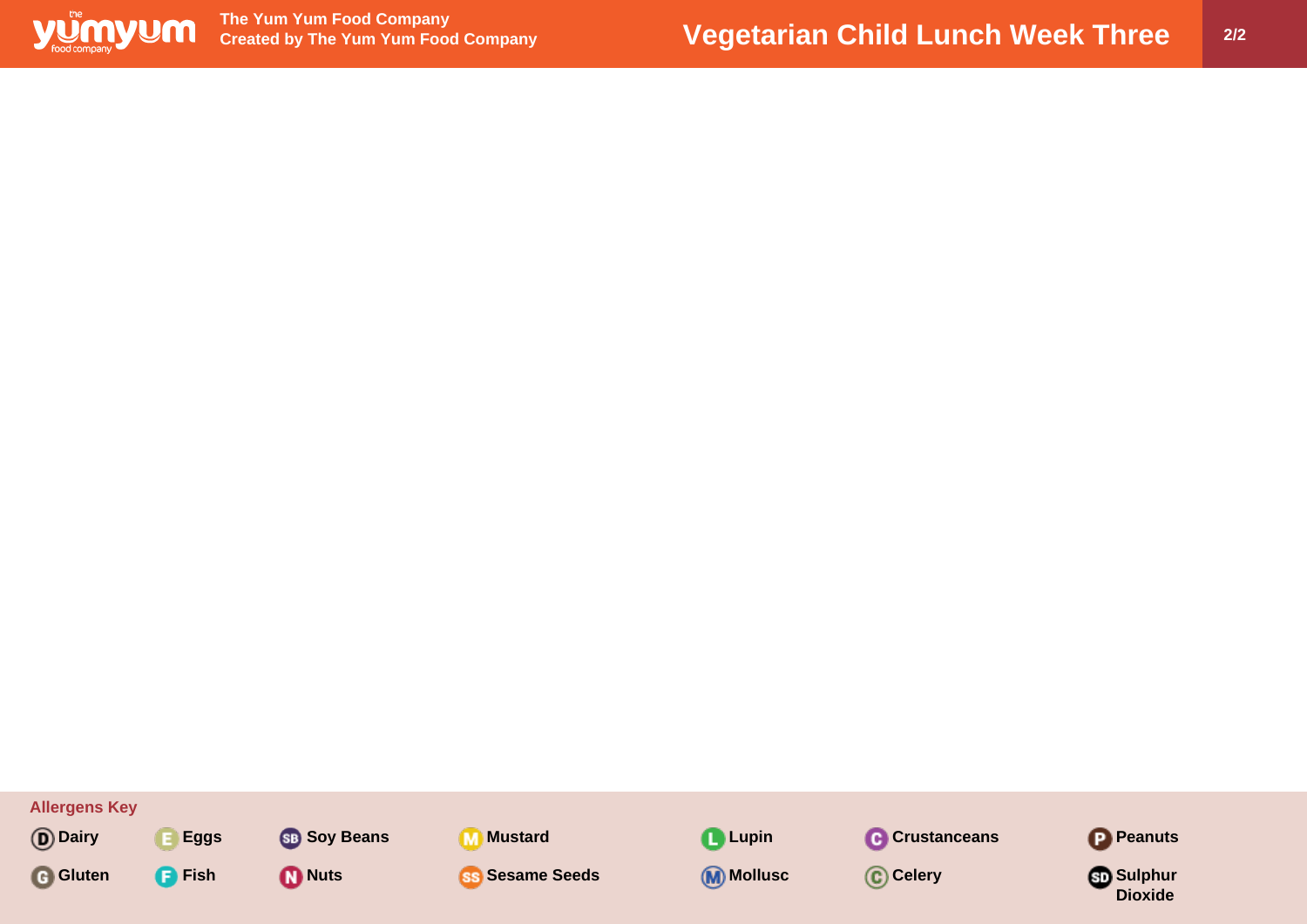**Allergens Key**

- (D) Dairy
- (E) Eggs
- (SB) Soy Beans
- (M) Mustard
- (L) Lupin
- (C) Crustanceans
- (P) Peanuts
- (G) Gluten
- (F) Fish
- (N) Nuts
- (SS) Sesame Seeds
- (M) Mollusc
- (C) Celery
- (SD) Sulphur Dioxide